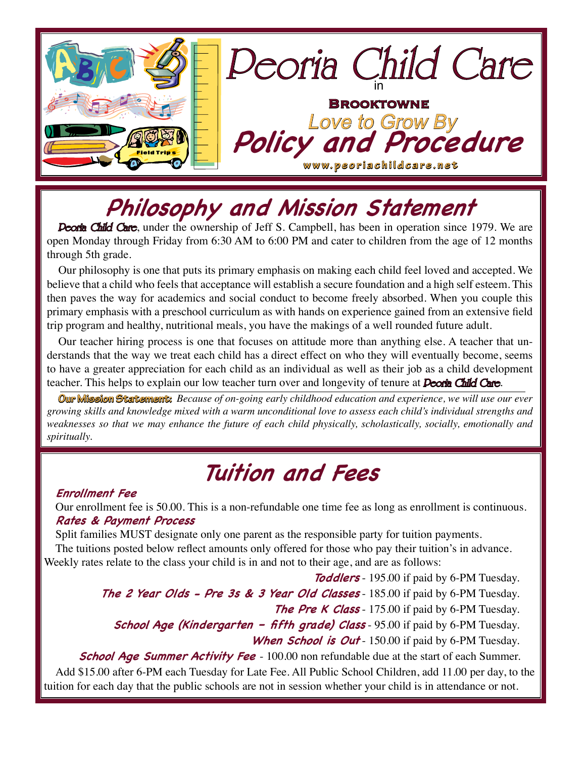# Peoria Child Care

in

**Brooktowne**

*Love to Grow By*

# Policy and Procedure

www.peoriachildcare.net

## Philosophy and Mission Statement

**Peoria Child Care**, under the ownership of Jeff S. Campbell, has been in operation since 1979. We are open Monday through Friday from 6:30 AM to 6:00 PM and cater to children from the age of 12 months through 5th grade.

Our philosophy is one that puts its primary emphasis on making each child feel loved and accepted. We believe that a child who feels that acceptance will establish a secure foundation and a high self esteem. This then paves the way for academics and social conduct to become freely absorbed. When you couple this primary emphasis with a preschool curriculum as with hands on experience gained from an extensive field trip program and healthy, nutritional meals, you have the makings of a well rounded future adult.

Our teacher hiring process is one that focuses on attitude more than anything else. A teacher that understands that the way we treat each child has a direct effect on who they will eventually become, seems to have a greater appreciation for each child as an individual as well as their job as a child development teacher. This helps to explain our low teacher turn over and longevity of tenure at **Peoria Child Care**.

**Our Mission Statement:** *Because of on-going early childhood education and experience, we will use our ever growing skills and knowledge mixed with a warm unconditional love to assess each child's individual strengths and weaknesses so that we may enhance the future of each child physically, scholastically, socially, emotionally and spiritually.*

## Tuition and Fees

### Enrollment Fee

Our enrollment fee is 50.00. This is a non-refundable one time fee as long as enrollment is continuous.

### Rates & Payment Process

Split families MUST designate only one parent as the responsible party for tuition payments.

The tuitions posted below reflect amounts only offered for those who pay their tuition's in advance. Weekly rates relate to the class your child is in and not to their age, and are as follows:

***Toddlers*** - 195.00 if paid by 6-PM Tuesday.

***The 2 Year Olds - Pre 3s & 3 Year Old Classes*** - 185.00 if paid by 6-PM Tuesday.

***The Pre K Class*** - 175.00 if paid by 6-PM Tuesday.

***School Age (Kindergarten – fifth grade) Class*** - 95.00 if paid by 6-PM Tuesday.

***When School is Out*** - 150.00 if paid by 6-PM Tuesday.

***School Age Summer Activity Fee*** - 100.00 non refundable due at the start of each Summer.

Add $15.00 after 6-PM each Tuesday for Late Fee. All Public School Children, add 11.00 per day, to the tuition for each day that the public schools are not in session whether your child is in attendance or not.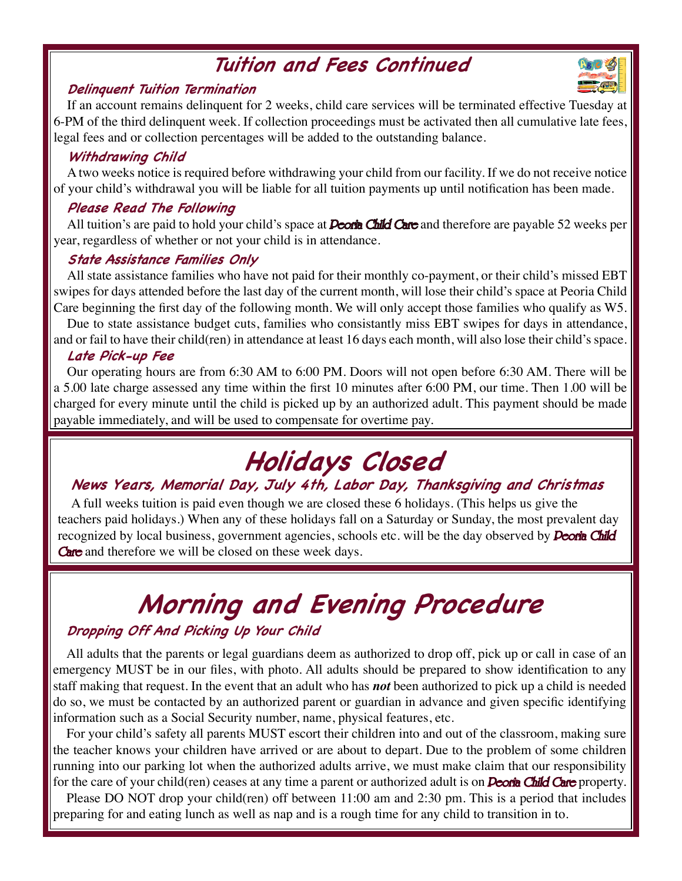# Tuition and Fees Continued

### Delinquent Tuition Termination

If an account remains delinquent for 2 weeks, child care services will be terminated effective Tuesday at 6-PM of the third delinquent week. If collection proceedings must be activated then all cumulative late fees, legal fees and or collection percentages will be added to the outstanding balance.

### Withdrawing Child

A two weeks notice is required before withdrawing your child from our facility. If we do not receive notice of your child's withdrawal you will be liable for all tuition payments up until notification has been made.

### Please Read The Following

All tuition's are paid to hold your child's space at ***Peoria Child Care*** and therefore are payable 52 weeks per year, regardless of whether or not your child is in attendance.

### State Assistance Families Only

All state assistance families who have not paid for their monthly co-payment, or their child's missed EBT swipes for days attended before the last day of the current month, will lose their child's space at Peoria Child Care beginning the first day of the following month. We will only accept those families who qualify as W5.

Due to state assistance budget cuts, families who consistantly miss EBT swipes for days in attendance, and or fail to have their child(ren) in attendance at least 16 days each month, will also lose their child's space.

### Late Pick-up Fee

Our operating hours are from 6:30 AM to 6:00 PM. Doors will not open before 6:30 AM. There will be a 5.00 late charge assessed any time within the first 10 minutes after 6:00 PM, our time. Then 1.00 will be charged for every minute until the child is picked up by an authorized adult. This payment should be made payable immediately, and will be used to compensate for overtime pay.

# Holidays Closed

### News Years, Memorial Day, July 4th, Labor Day, Thanksgiving and Christmas

A full weeks tuition is paid even though we are closed these 6 holidays. (This helps us give the teachers paid holidays.) When any of these holidays fall on a Saturday or Sunday, the most prevalent day recognized by local business, government agencies, schools etc. will be the day observed by ***Peoria Child Care*** and therefore we will be closed on these week days.

# Morning and Evening Procedure

### Dropping Off And Picking Up Your Child

All adults that the parents or legal guardians deem as authorized to drop off, pick up or call in case of an emergency MUST be in our files, with photo. All adults should be prepared to show identification to any staff making that request. In the event that an adult who has ***not*** been authorized to pick up a child is needed do so, we must be contacted by an authorized parent or guardian in advance and given specific identifying information such as a Social Security number, name, physical features, etc.

For your child's safety all parents MUST escort their children into and out of the classroom, making sure the teacher knows your children have arrived or are about to depart. Due to the problem of some children running into our parking lot when the authorized adults arrive, we must make claim that our responsibility for the care of your child(ren) ceases at any time a parent or authorized adult is on ***Peoria Child Care*** property.

Please DO NOT drop your child(ren) off between 11:00 am and 2:30 pm. This is a period that includes preparing for and eating lunch as well as nap and is a rough time for any child to transition in to.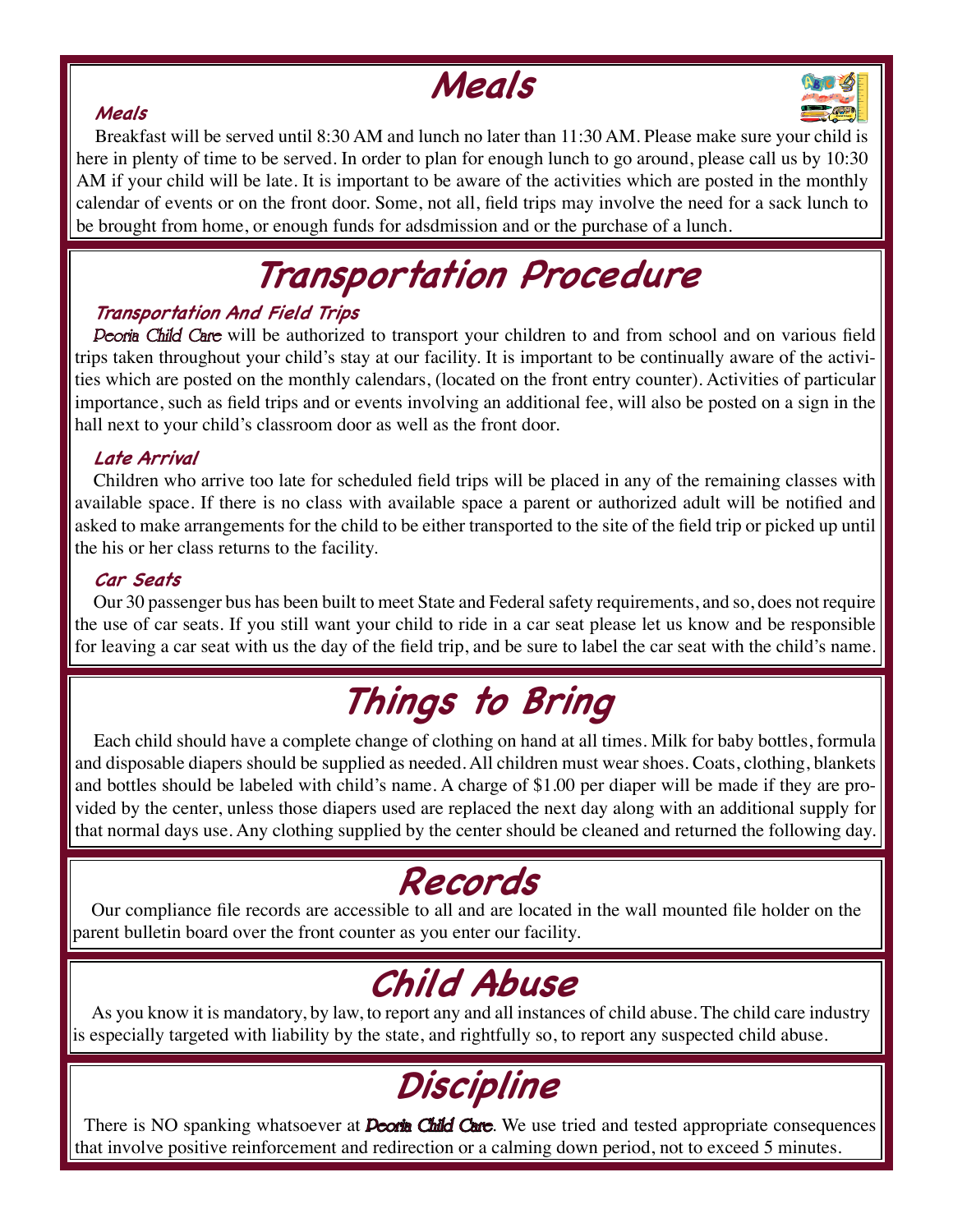# Meals

### Meals

Breakfast will be served until 8:30 AM and lunch no later than 11:30 AM. Please make sure your child is here in plenty of time to be served. In order to plan for enough lunch to go around, please call us by 10:30 AM if your child will be late. It is important to be aware of the activities which are posted in the monthly calendar of events or on the front door. Some, not all, field trips may involve the need for a sack lunch to be brought from home, or enough funds for adsdmission and or the purchase of a lunch.

# Transportation Procedure

### Transportation And Field Trips

Peoria Child Care will be authorized to transport your children to and from school and on various field trips taken throughout your child's stay at our facility. It is important to be continually aware of the activities which are posted on the monthly calendars, (located on the front entry counter). Activities of particular importance, such as field trips and or events involving an additional fee, will also be posted on a sign in the hall next to your child's classroom door as well as the front door.

### Late Arrival

Children who arrive too late for scheduled field trips will be placed in any of the remaining classes with available space. If there is no class with available space a parent or authorized adult will be notified and asked to make arrangements for the child to be either transported to the site of the field trip or picked up until the his or her class returns to the facility.

### Car Seats

Our 30 passenger bus has been built to meet State and Federal safety requirements, and so, does not require the use of car seats. If you still want your child to ride in a car seat please let us know and be responsible for leaving a car seat with us the day of the field trip, and be sure to label the car seat with the child's name.

# Things to Bring

Each child should have a complete change of clothing on hand at all times. Milk for baby bottles, formula and disposable diapers should be supplied as needed. All children must wear shoes. Coats, clothing, blankets and bottles should be labeled with child's name. A charge of $1.00 per diaper will be made if they are provided by the center, unless those diapers used are replaced the next day along with an additional supply for that normal days use. Any clothing supplied by the center should be cleaned and returned the following day.

# Records

Our compliance file records are accessible to all and are located in the wall mounted file holder on the parent bulletin board over the front counter as you enter our facility.

# Child Abuse

As you know it is mandatory, by law, to report any and all instances of child abuse. The child care industry is especially targeted with liability by the state, and rightfully so, to report any suspected child abuse.

# Discipline

There is NO spanking whatsoever at **Peoria Child Care**. We use tried and tested appropriate consequences that involve positive reinforcement and redirection or a calming down period, not to exceed 5 minutes.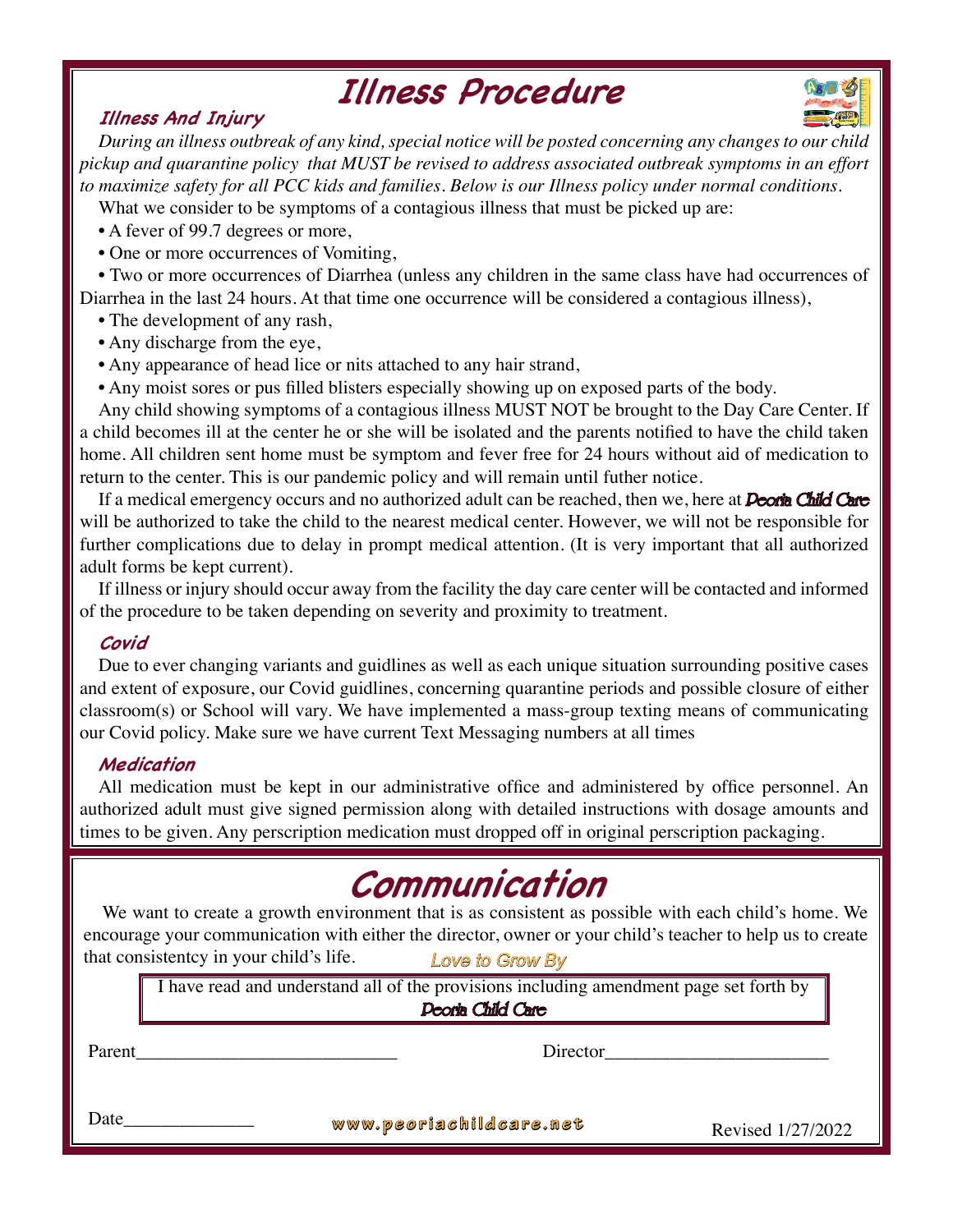# Illness Procedure

### Illness And Injury

*During an illness outbreak of any kind, special notice will be posted concerning any changes to our child pickup and quarantine policy that MUST be revised to address associated outbreak symptoms in an effort to maximize safety for all PCC kids and families. Below is our Illness policy under normal conditions.*

What we consider to be symptoms of a contagious illness that must be picked up are:

- A fever of 99.7 degrees or more,
- One or more occurrences of Vomiting,
- Two or more occurrences of Diarrhea (unless any children in the same class have had occurrences of Diarrhea in the last 24 hours. At that time one occurrence will be considered a contagious illness),
- The development of any rash,
- Any discharge from the eye,
- Any appearance of head lice or nits attached to any hair strand,
- Any moist sores or pus filled blisters especially showing up on exposed parts of the body.

Any child showing symptoms of a contagious illness MUST NOT be brought to the Day Care Center. If a child becomes ill at the center he or she will be isolated and the parents notified to have the child taken home. All children sent home must be symptom and fever free for 24 hours without aid of medication to return to the center. This is our pandemic policy and will remain until futher notice.

If a medical emergency occurs and no authorized adult can be reached, then we, here at *Peoria Child Care* will be authorized to take the child to the nearest medical center. However, we will not be responsible for further complications due to delay in prompt medical attention. (It is very important that all authorized adult forms be kept current).

If illness or injury should occur away from the facility the day care center will be contacted and informed of the procedure to be taken depending on severity and proximity to treatment.

### Covid

Due to ever changing variants and guidlines as well as each unique situation surrounding positive cases and extent of exposure, our Covid guidlines, concerning quarantine periods and possible closure of either classroom(s) or School will vary. We have implemented a mass-group texting means of communicating our Covid policy. Make sure we have current Text Messaging numbers at all times

### Medication

All medication must be kept in our administrative office and administered by office personnel. An authorized adult must give signed permission along with detailed instructions with dosage amounts and times to be given. Any perscription medication must dropped off in original perscription packaging.

# Communication

We want to create a growth environment that is as consistent as possible with each child's home. We encourage your communication with either the director, owner or your child's teacher to help us to create that consistentcy in your child's life. *Love to Grow By*

I have read and understand all of the provisions including amendment page set forth by *Peoria Child Care*

Parent____________________________ Director________________________

Date______________

www.peoriachildcare.net

Revised 1/27/2022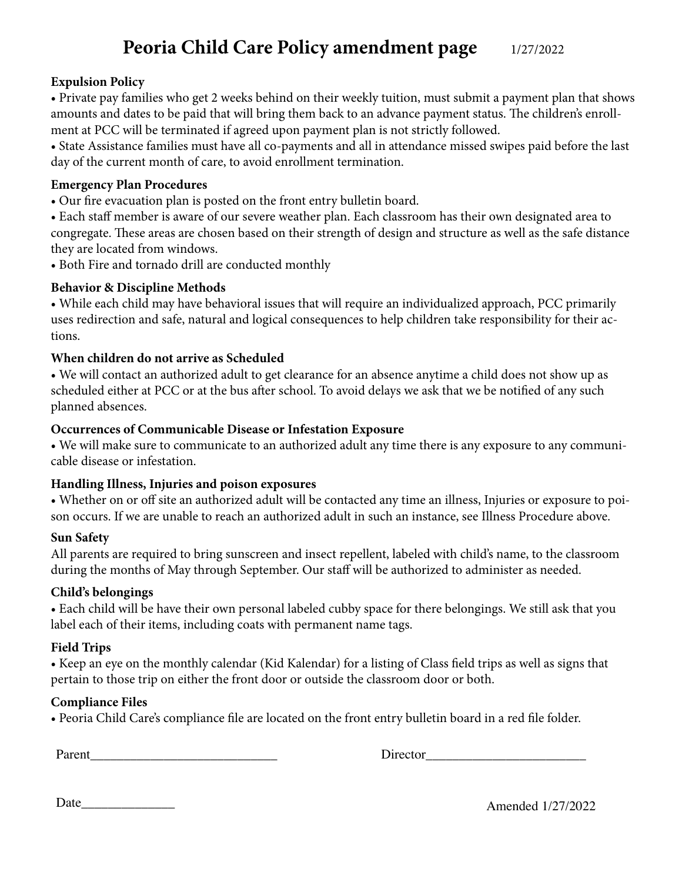# Peoria Child Care Policy amendment page 1/27/2022

**Expulsion Policy**

- Private pay families who get 2 weeks behind on their weekly tuition, must submit a payment plan that shows amounts and dates to be paid that will bring them back to an advance payment status. The children's enrollment at PCC will be terminated if agreed upon payment plan is not strictly followed.
- State Assistance families must have all co-payments and all in attendance missed swipes paid before the last day of the current month of care, to avoid enrollment termination.

**Emergency Plan Procedures**

- Our fire evacuation plan is posted on the front entry bulletin board.
- Each staff member is aware of our severe weather plan. Each classroom has their own designated area to congregate. These areas are chosen based on their strength of design and structure as well as the safe distance they are located from windows.
- Both Fire and tornado drill are conducted monthly

**Behavior & Discipline Methods**

- While each child may have behavioral issues that will require an individualized approach, PCC primarily uses redirection and safe, natural and logical consequences to help children take responsibility for their actions.

**When children do not arrive as Scheduled**

- We will contact an authorized adult to get clearance for an absence anytime a child does not show up as scheduled either at PCC or at the bus after school. To avoid delays we ask that we be notified of any such planned absences.

**Occurrences of Communicable Disease or Infestation Exposure**

- We will make sure to communicate to an authorized adult any time there is any exposure to any communicable disease or infestation.

**Handling Illness, Injuries and poison exposures**

- Whether on or off site an authorized adult will be contacted any time an illness, Injuries or exposure to poison occurs. If we are unable to reach an authorized adult in such an instance, see Illness Procedure above.

**Sun Safety**

All parents are required to bring sunscreen and insect repellent, labeled with child's name, to the classroom during the months of May through September. Our staff will be authorized to administer as needed.

**Child's belongings**

- Each child will be have their own personal labeled cubby space for there belongings. We still ask that you label each of their items, including coats with permanent name tags.

**Field Trips**

- Keep an eye on the monthly calendar (Kid Kalendar) for a listing of Class field trips as well as signs that pertain to those trip on either the front door or outside the classroom door or both.

**Compliance Files**

- Peoria Child Care's compliance file are located on the front entry bulletin board in a red file folder.

Parent____________________________ Director________________________

Date______________ Amended 1/27/2022